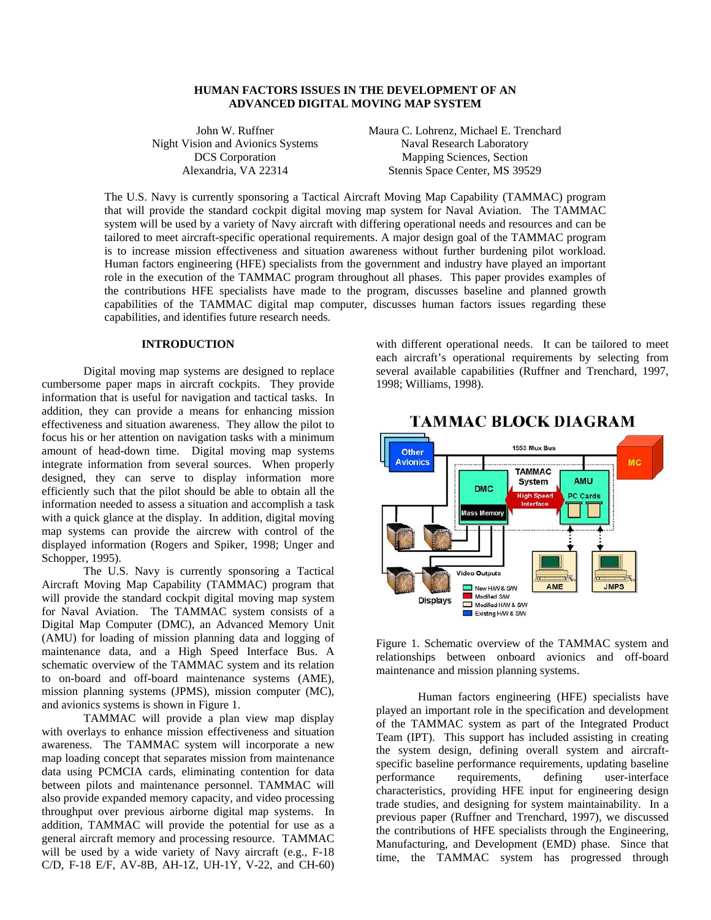# HUMAN FACTORS ISSUES IN THE DEVELOPMENT OF AN ADVANCED DIGITAL MOVING MAP SYSTEM

John W. Ruffner
Night Vision and Avionics Systems
DCS Corporation
Alexandria, VA 22314

Maura C. Lohrenz, Michael E. Trenchard
Naval Research Laboratory
Mapping Sciences, Section
Stennis Space Center, MS 39529

The U.S. Navy is currently sponsoring a Tactical Aircraft Moving Map Capability (TAMMAC) program that will provide the standard cockpit digital moving map system for Naval Aviation. The TAMMAC system will be used by a variety of Navy aircraft with differing operational needs and resources and can be tailored to meet aircraft-specific operational requirements. A major design goal of the TAMMAC program is to increase mission effectiveness and situation awareness without further burdening pilot workload. Human factors engineering (HFE) specialists from the government and industry have played an important role in the execution of the TAMMAC program throughout all phases. This paper provides examples of the contributions HFE specialists have made to the program, discusses baseline and planned growth capabilities of the TAMMAC digital map computer, discusses human factors issues regarding these capabilities, and identifies future research needs.

## INTRODUCTION

Digital moving map systems are designed to replace cumbersome paper maps in aircraft cockpits. They provide information that is useful for navigation and tactical tasks. In addition, they can provide a means for enhancing mission effectiveness and situation awareness. They allow the pilot to focus his or her attention on navigation tasks with a minimum amount of head-down time. Digital moving map systems integrate information from several sources. When properly designed, they can serve to display information more efficiently such that the pilot should be able to obtain all the information needed to assess a situation and accomplish a task with a quick glance at the display. In addition, digital moving map systems can provide the aircrew with control of the displayed information (Rogers and Spiker, 1998; Unger and Schopper, 1995).

The U.S. Navy is currently sponsoring a Tactical Aircraft Moving Map Capability (TAMMAC) program that will provide the standard cockpit digital moving map system for Naval Aviation. The TAMMAC system consists of a Digital Map Computer (DMC), an Advanced Memory Unit (AMU) for loading of mission planning data and logging of maintenance data, and a High Speed Interface Bus. A schematic overview of the TAMMAC system and its relation to on-board and off-board maintenance systems (AME), mission planning systems (JPMS), mission computer (MC), and avionics systems is shown in Figure 1.

TAMMAC will provide a plan view map display with overlays to enhance mission effectiveness and situation awareness. The TAMMAC system will incorporate a new map loading concept that separates mission from maintenance data using PCMCIA cards, eliminating contention for data between pilots and maintenance personnel. TAMMAC will also provide expanded memory capacity, and video processing throughput over previous airborne digital map systems. In addition, TAMMAC will provide the potential for use as a general aircraft memory and processing resource. TAMMAC will be used by a wide variety of Navy aircraft (e.g., F-18 C/D, F-18 E/F, AV-8B, AH-1Z, UH-1Y, V-22, and CH-60) with different operational needs. It can be tailored to meet each aircraft's operational requirements by selecting from several available capabilities (Ruffner and Trenchard, 1997, 1998; Williams, 1998).

TAMMAC BLOCK DIAGRAM

Other Avionics
1553 Mux Bus
MC
TAMMAC System
DMC
AMU
High Speed Interface
PC Cards
Mass Memory
Video Outputs
Displays
AME
JMPS
New H/W & S/W
Modified S/W
Modified H/W & S/W
Existing H/W & S/W

Figure 1. Schematic overview of the TAMMAC system and relationships between onboard avionics and off-board maintenance and mission planning systems.

Human factors engineering (HFE) specialists have played an important role in the specification and development of the TAMMAC system as part of the Integrated Product Team (IPT). This support has included assisting in creating the system design, defining overall system and aircraft-specific baseline performance requirements, updating baseline performance requirements, defining user-interface characteristics, providing HFE input for engineering design trade studies, and designing for system maintainability. In a previous paper (Ruffner and Trenchard, 1997), we discussed the contributions of HFE specialists through the Engineering, Manufacturing, and Development (EMD) phase. Since that time, the TAMMAC system has progressed through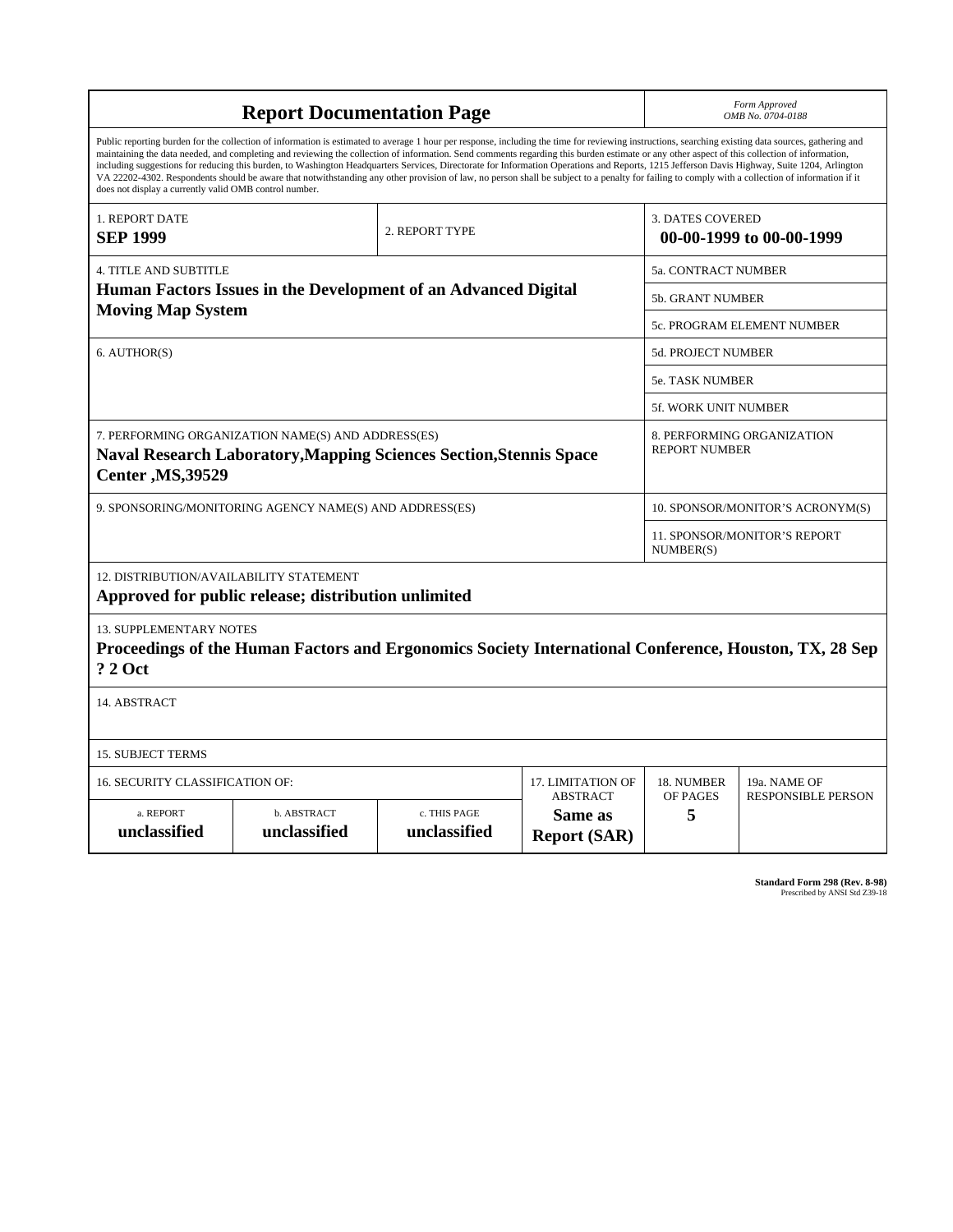# Report Documentation Page

*Form Approved*
*OMB No. 0704-0188*

Public reporting burden for the collection of information is estimated to average 1 hour per response, including the time for reviewing instructions, searching existing data sources, gathering and maintaining the data needed, and completing and reviewing the collection of information. Send comments regarding this burden estimate or any other aspect of this collection of information, including suggestions for reducing this burden, to Washington Headquarters Services, Directorate for Information Operations and Reports, 1215 Jefferson Davis Highway, Suite 1204, Arlington VA 22202-4302. Respondents should be aware that notwithstanding any other provision of law, no person shall be subject to a penalty for failing to comply with a collection of information if it does not display a currently valid OMB control number.

| | | |
|---|---|---|
| 1. REPORT DATE<br>**SEP 1999** | 2. REPORT TYPE | 3. DATES COVERED<br>**00-00-1999 to 00-00-1999** |

| | |
|---|---|
| 4. TITLE AND SUBTITLE<br>**Human Factors Issues in the Development of an Advanced Digital Moving Map System** | 5a. CONTRACT NUMBER |
| | 5b. GRANT NUMBER |
| | 5c. PROGRAM ELEMENT NUMBER |
| 6. AUTHOR(S) | 5d. PROJECT NUMBER |
| | 5e. TASK NUMBER |
| | 5f. WORK UNIT NUMBER |
| 7. PERFORMING ORGANIZATION NAME(S) AND ADDRESS(ES)<br>**Naval Research Laboratory,Mapping Sciences Section,Stennis Space Center ,MS,39529** | 8. PERFORMING ORGANIZATION REPORT NUMBER |
| 9. SPONSORING/MONITORING AGENCY NAME(S) AND ADDRESS(ES) | 10. SPONSOR/MONITOR'S ACRONYM(S) |
| | 11. SPONSOR/MONITOR'S REPORT NUMBER(S) |

12. DISTRIBUTION/AVAILABILITY STATEMENT
**Approved for public release; distribution unlimited**

13. SUPPLEMENTARY NOTES
**Proceedings of the Human Factors and Ergonomics Society International Conference, Houston, TX, 28 Sep ? 2 Oct**

14. ABSTRACT

15. SUBJECT TERMS

| 16. SECURITY CLASSIFICATION OF: | | | 17. LIMITATION OF ABSTRACT | 18. NUMBER OF PAGES | 19a. NAME OF RESPONSIBLE PERSON |
|---|---|---|---|---|---|
| a. REPORT<br>**unclassified** | b. ABSTRACT<br>**unclassified** | c. THIS PAGE<br>**unclassified** | **Same as Report (SAR)** | **5** | |

**Standard Form 298 (Rev. 8-98)**
Prescribed by ANSI Std Z39-18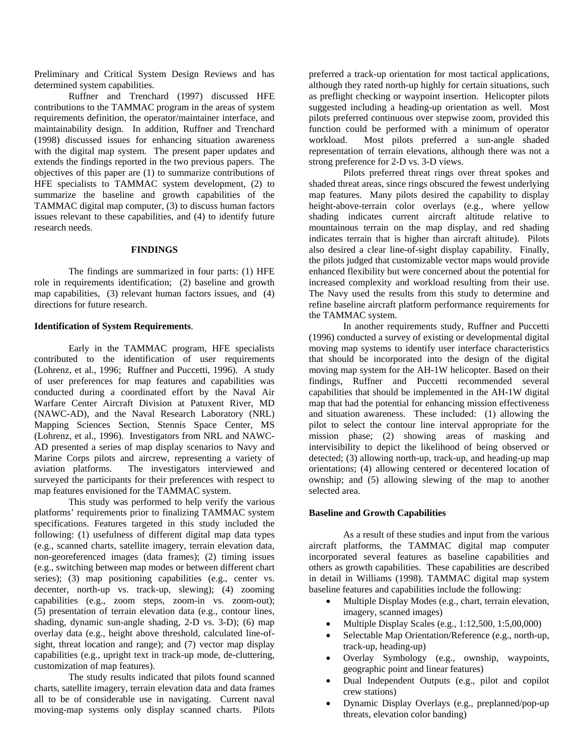Preliminary and Critical System Design Reviews and has determined system capabilities.

Ruffner and Trenchard (1997) discussed HFE contributions to the TAMMAC program in the areas of system requirements definition, the operator/maintainer interface, and maintainability design. In addition, Ruffner and Trenchard (1998) discussed issues for enhancing situation awareness with the digital map system. The present paper updates and extends the findings reported in the two previous papers. The objectives of this paper are (1) to summarize contributions of HFE specialists to TAMMAC system development, (2) to summarize the baseline and growth capabilities of the TAMMAC digital map computer, (3) to discuss human factors issues relevant to these capabilities, and (4) to identify future research needs.

## FINDINGS

The findings are summarized in four parts: (1) HFE role in requirements identification; (2) baseline and growth map capabilities, (3) relevant human factors issues, and (4) directions for future research.

### Identification of System Requirements.

Early in the TAMMAC program, HFE specialists contributed to the identification of user requirements (Lohrenz, et al., 1996; Ruffner and Puccetti, 1996). A study of user preferences for map features and capabilities was conducted during a coordinated effort by the Naval Air Warfare Center Aircraft Division at Patuxent River, MD (NAWC-AD), and the Naval Research Laboratory (NRL) Mapping Sciences Section, Stennis Space Center, MS (Lohrenz, et al., 1996). Investigators from NRL and NAWC-AD presented a series of map display scenarios to Navy and Marine Corps pilots and aircrew, representing a variety of aviation platforms. The investigators interviewed and surveyed the participants for their preferences with respect to map features envisioned for the TAMMAC system.

This study was performed to help verify the various platforms' requirements prior to finalizing TAMMAC system specifications. Features targeted in this study included the following: (1) usefulness of different digital map data types (e.g., scanned charts, satellite imagery, terrain elevation data, non-georeferenced images (data frames); (2) timing issues (e.g., switching between map modes or between different chart series); (3) map positioning capabilities (e.g., center vs. decenter, north-up vs. track-up, slewing); (4) zooming capabilities (e.g., zoom steps, zoom-in vs. zoom-out); (5) presentation of terrain elevation data (e.g., contour lines, shading, dynamic sun-angle shading, 2-D vs. 3-D); (6) map overlay data (e.g., height above threshold, calculated line-of-sight, threat location and range); and (7) vector map display capabilities (e.g., upright text in track-up mode, de-cluttering, customization of map features).

The study results indicated that pilots found scanned charts, satellite imagery, terrain elevation data and data frames all to be of considerable use in navigating. Current naval moving-map systems only display scanned charts. Pilots preferred a track-up orientation for most tactical applications, although they rated north-up highly for certain situations, such as preflight checking or waypoint insertion. Helicopter pilots suggested including a heading-up orientation as well. Most pilots preferred continuous over stepwise zoom, provided this function could be performed with a minimum of operator workload. Most pilots preferred a sun-angle shaded representation of terrain elevations, although there was not a strong preference for 2-D vs. 3-D views.

Pilots preferred threat rings over threat spokes and shaded threat areas, since rings obscured the fewest underlying map features. Many pilots desired the capability to display height-above-terrain color overlays (e.g., where yellow shading indicates current aircraft altitude relative to mountainous terrain on the map display, and red shading indicates terrain that is higher than aircraft altitude). Pilots also desired a clear line-of-sight display capability. Finally, the pilots judged that customizable vector maps would provide enhanced flexibility but were concerned about the potential for increased complexity and workload resulting from their use. The Navy used the results from this study to determine and refine baseline aircraft platform performance requirements for the TAMMAC system.

In another requirements study, Ruffner and Puccetti (1996) conducted a survey of existing or developmental digital moving map systems to identify user interface characteristics that should be incorporated into the design of the digital moving map system for the AH-1W helicopter. Based on their findings, Ruffner and Puccetti recommended several capabilities that should be implemented in the AH-1W digital map that had the potential for enhancing mission effectiveness and situation awareness. These included: (1) allowing the pilot to select the contour line interval appropriate for the mission phase; (2) showing areas of masking and intervisibility to depict the likelihood of being observed or detected; (3) allowing north-up, track-up, and heading-up map orientations; (4) allowing centered or decentered location of ownship; and (5) allowing slewing of the map to another selected area.

### Baseline and Growth Capabilities

As a result of these studies and input from the various aircraft platforms, the TAMMAC digital map computer incorporated several features as baseline capabilities and others as growth capabilities. These capabilities are described in detail in Williams (1998). TAMMAC digital map system baseline features and capabilities include the following:

- Multiple Display Modes (e.g., chart, terrain elevation, imagery, scanned images)
- Multiple Display Scales (e.g., 1:12,500, 1:5,00,000)
- Selectable Map Orientation/Reference (e.g., north-up, track-up, heading-up)
- Overlay Symbology (e.g., ownship, waypoints, geographic point and linear features)
- Dual Independent Outputs (e.g., pilot and copilot crew stations)
- Dynamic Display Overlays (e.g., preplanned/pop-up threats, elevation color banding)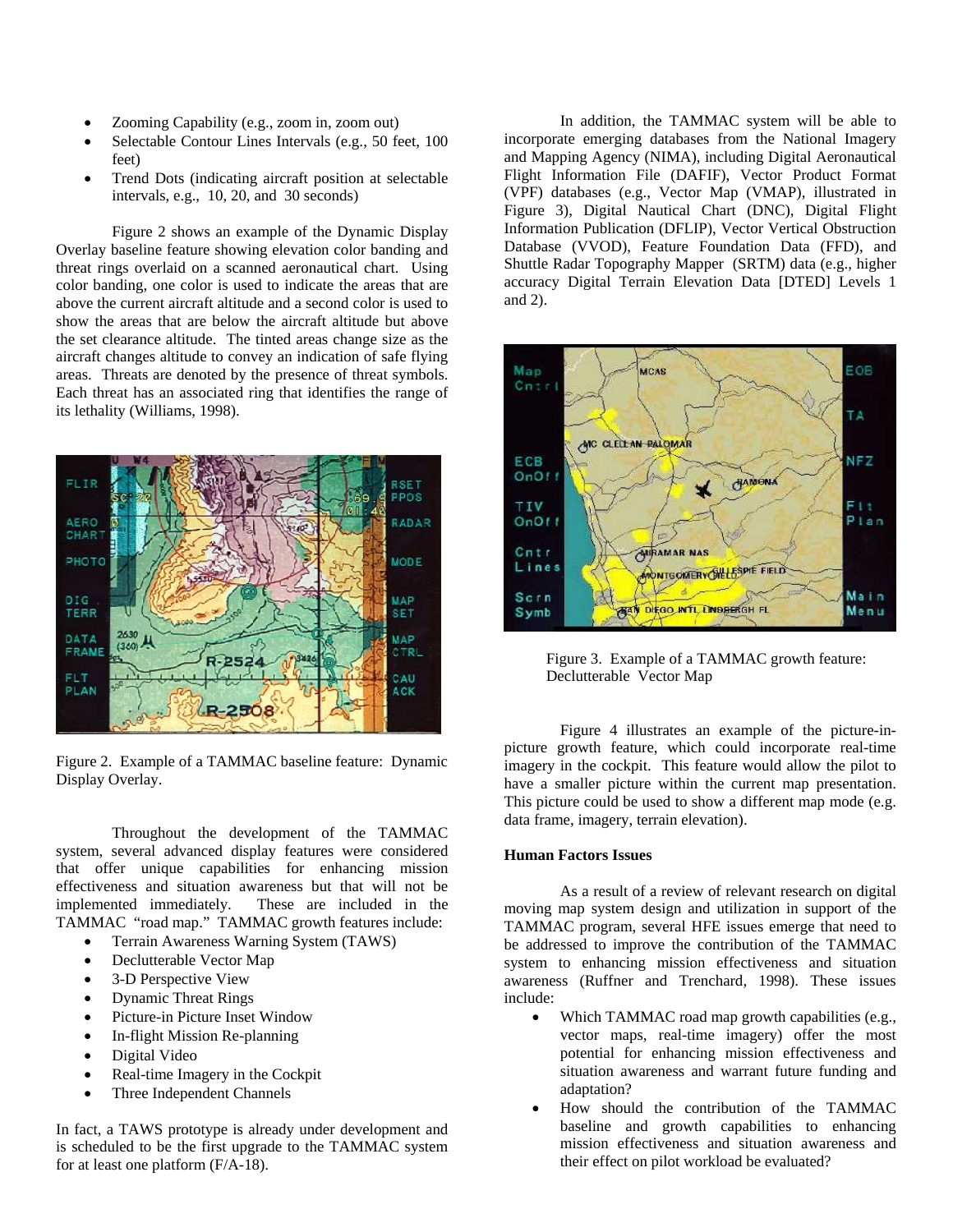- Zooming Capability (e.g., zoom in, zoom out)
- Selectable Contour Lines Intervals (e.g., 50 feet, 100 feet)
- Trend Dots (indicating aircraft position at selectable intervals, e.g., 10, 20, and 30 seconds)

Figure 2 shows an example of the Dynamic Display Overlay baseline feature showing elevation color banding and threat rings overlaid on a scanned aeronautical chart. Using color banding, one color is used to indicate the areas that are above the current aircraft altitude and a second color is used to show the areas that are below the aircraft altitude but above the set clearance altitude. The tinted areas change size as the aircraft changes altitude to convey an indication of safe flying areas. Threats are denoted by the presence of threat symbols. Each threat has an associated ring that identifies the range of its lethality (Williams, 1998).

Figure 2. Example of a TAMMAC baseline feature: Dynamic Display Overlay.

Throughout the development of the TAMMAC system, several advanced display features were considered that offer unique capabilities for enhancing mission effectiveness and situation awareness but that will not be implemented immediately. These are included in the TAMMAC "road map." TAMMAC growth features include:

- Terrain Awareness Warning System (TAWS)
- Declutterable Vector Map
- 3-D Perspective View
- Dynamic Threat Rings
- Picture-in Picture Inset Window
- In-flight Mission Re-planning
- Digital Video
- Real-time Imagery in the Cockpit
- Three Independent Channels

In fact, a TAWS prototype is already under development and is scheduled to be the first upgrade to the TAMMAC system for at least one platform (F/A-18).

In addition, the TAMMAC system will be able to incorporate emerging databases from the National Imagery and Mapping Agency (NIMA), including Digital Aeronautical Flight Information File (DAFIF), Vector Product Format (VPF) databases (e.g., Vector Map (VMAP), illustrated in Figure 3), Digital Nautical Chart (DNC), Digital Flight Information Publication (DFLIP), Vector Vertical Obstruction Database (VVOD), Feature Foundation Data (FFD), and Shuttle Radar Topography Mapper (SRTM) data (e.g., higher accuracy Digital Terrain Elevation Data [DTED] Levels 1 and 2).

Figure 3. Example of a TAMMAC growth feature: Declutterable Vector Map

Figure 4 illustrates an example of the picture-in-picture growth feature, which could incorporate real-time imagery in the cockpit. This feature would allow the pilot to have a smaller picture within the current map presentation. This picture could be used to show a different map mode (e.g. data frame, imagery, terrain elevation).

**Human Factors Issues**

As a result of a review of relevant research on digital moving map system design and utilization in support of the TAMMAC program, several HFE issues emerge that need to be addressed to improve the contribution of the TAMMAC system to enhancing mission effectiveness and situation awareness (Ruffner and Trenchard, 1998). These issues include:

- Which TAMMAC road map growth capabilities (e.g., vector maps, real-time imagery) offer the most potential for enhancing mission effectiveness and situation awareness and warrant future funding and adaptation?
- How should the contribution of the TAMMAC baseline and growth capabilities to enhancing mission effectiveness and situation awareness and their effect on pilot workload be evaluated?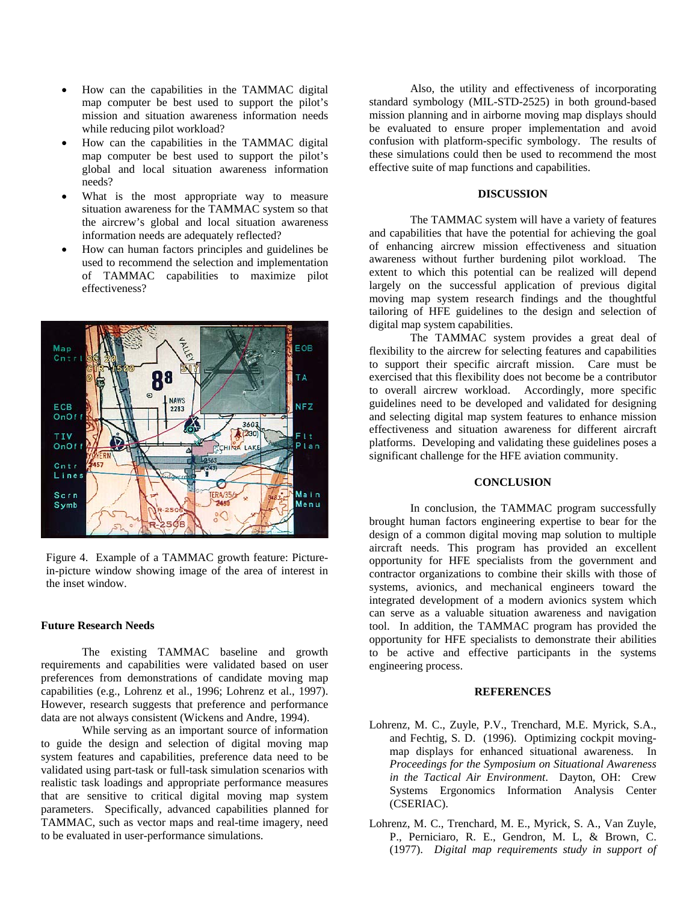- How can the capabilities in the TAMMAC digital map computer be best used to support the pilot's mission and situation awareness information needs while reducing pilot workload?
- How can the capabilities in the TAMMAC digital map computer be best used to support the pilot's global and local situation awareness information needs?
- What is the most appropriate way to measure situation awareness for the TAMMAC system so that the aircrew's global and local situation awareness information needs are adequately reflected?
- How can human factors principles and guidelines be used to recommend the selection and implementation of TAMMAC capabilities to maximize pilot effectiveness?

Figure 4. Example of a TAMMAC growth feature: Picture-in-picture window showing image of the area of interest in the inset window.

**Future Research Needs**

The existing TAMMAC baseline and growth requirements and capabilities were validated based on user preferences from demonstrations of candidate moving map capabilities (e.g., Lohrenz et al., 1996; Lohrenz et al., 1997). However, research suggests that preference and performance data are not always consistent (Wickens and Andre, 1994).

While serving as an important source of information to guide the design and selection of digital moving map system features and capabilities, preference data need to be validated using part-task or full-task simulation scenarios with realistic task loadings and appropriate performance measures that are sensitive to critical digital moving map system parameters. Specifically, advanced capabilities planned for TAMMAC, such as vector maps and real-time imagery, need to be evaluated in user-performance simulations.

Also, the utility and effectiveness of incorporating standard symbology (MIL-STD-2525) in both ground-based mission planning and in airborne moving map displays should be evaluated to ensure proper implementation and avoid confusion with platform-specific symbology. The results of these simulations could then be used to recommend the most effective suite of map functions and capabilities.

## DISCUSSION

The TAMMAC system will have a variety of features and capabilities that have the potential for achieving the goal of enhancing aircrew mission effectiveness and situation awareness without further burdening pilot workload. The extent to which this potential can be realized will depend largely on the successful application of previous digital moving map system research findings and the thoughtful tailoring of HFE guidelines to the design and selection of digital map system capabilities.

The TAMMAC system provides a great deal of flexibility to the aircrew for selecting features and capabilities to support their specific aircraft mission. Care must be exercised that this flexibility does not become be a contributor to overall aircrew workload. Accordingly, more specific guidelines need to be developed and validated for designing and selecting digital map system features to enhance mission effectiveness and situation awareness for different aircraft platforms. Developing and validating these guidelines poses a significant challenge for the HFE aviation community.

## CONCLUSION

In conclusion, the TAMMAC program successfully brought human factors engineering expertise to bear for the design of a common digital moving map solution to multiple aircraft needs. This program has provided an excellent opportunity for HFE specialists from the government and contractor organizations to combine their skills with those of systems, avionics, and mechanical engineers toward the integrated development of a modern avionics system which can serve as a valuable situation awareness and navigation tool. In addition, the TAMMAC program has provided the opportunity for HFE specialists to demonstrate their abilities to be active and effective participants in the systems engineering process.

## REFERENCES

Lohrenz, M. C., Zuyle, P.V., Trenchard, M.E. Myrick, S.A., and Fechtig, S. D. (1996). Optimizing cockpit moving-map displays for enhanced situational awareness. In *Proceedings of the Symposium on Situational Awareness in the Tactical Air Environment*. Dayton, OH: Crew Systems Ergonomics Information Analysis Center (CSERIAC).

Lohrenz, M. C., Trenchard, M. E., Myrick, S. A., Van Zuyle, P., Perniciaro, R. E., Gendron, M. L, & Brown, C. (1977). *Digital map requirements study in support of*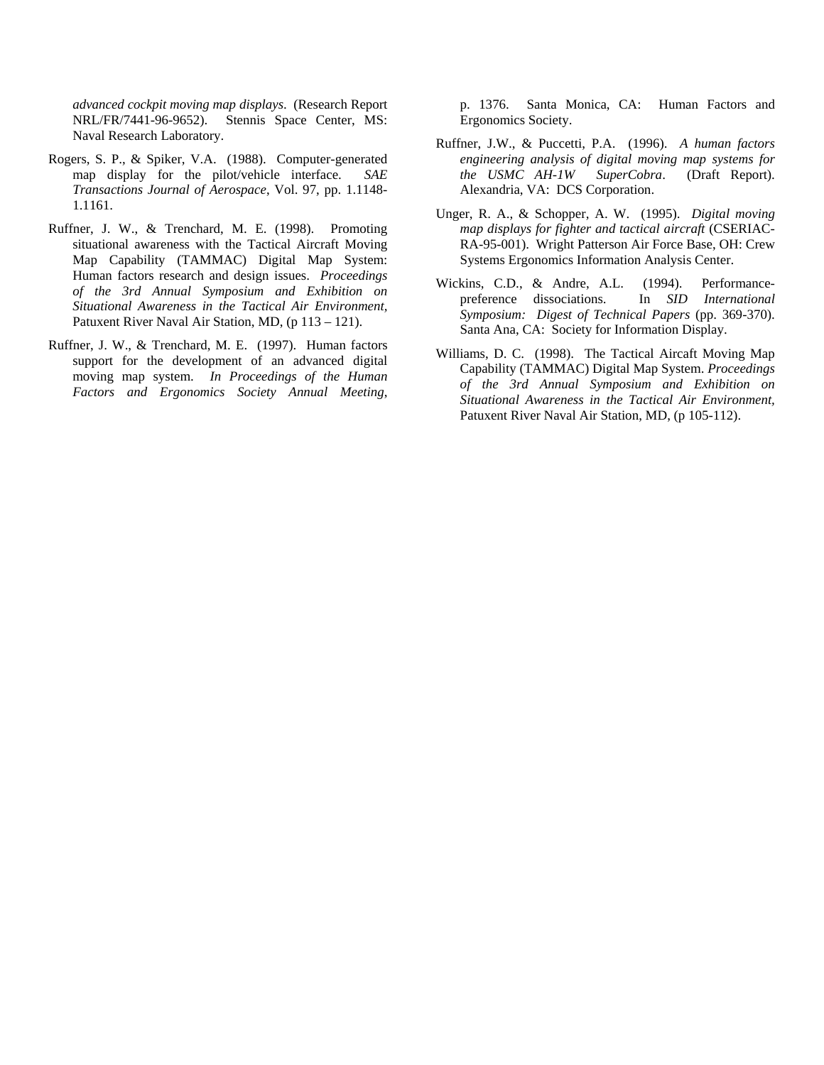*advanced cockpit moving map displays*. (Research Report NRL/FR/7441-96-9652). Stennis Space Center, MS: Naval Research Laboratory.

Rogers, S. P., & Spiker, V.A. (1988). Computer-generated map display for the pilot/vehicle interface. *SAE Transactions Journal of Aerospace*, Vol. 97, pp. 1.1148-1.1161.

Ruffner, J. W., & Trenchard, M. E. (1998). Promoting situational awareness with the Tactical Aircraft Moving Map Capability (TAMMAC) Digital Map System: Human factors research and design issues. *Proceedings of the 3rd Annual Symposium and Exhibition on Situational Awareness in the Tactical Air Environment,* Patuxent River Naval Air Station, MD, (p 113 – 121).

Ruffner, J. W., & Trenchard, M. E. (1997). Human factors support for the development of an advanced digital moving map system. *In Proceedings of the Human Factors and Ergonomics Society Annual Meeting,* p. 1376. Santa Monica, CA: Human Factors and Ergonomics Society.

Ruffner, J.W., & Puccetti, P.A. (1996). *A human factors engineering analysis of digital moving map systems for the USMC AH-1W SuperCobra*. (Draft Report). Alexandria, VA: DCS Corporation.

Unger, R. A., & Schopper, A. W. (1995). *Digital moving map displays for fighter and tactical aircraft* (CSERIAC-RA-95-001). Wright Patterson Air Force Base, OH: Crew Systems Ergonomics Information Analysis Center.

Wickins, C.D., & Andre, A.L. (1994). Performance-preference dissociations. In *SID International Symposium: Digest of Technical Papers* (pp. 369-370). Santa Ana, CA: Society for Information Display.

Williams, D. C. (1998). The Tactical Aircaft Moving Map Capability (TAMMAC) Digital Map System. *Proceedings of the 3rd Annual Symposium and Exhibition on Situational Awareness in the Tactical Air Environment,* Patuxent River Naval Air Station, MD, (p 105-112).